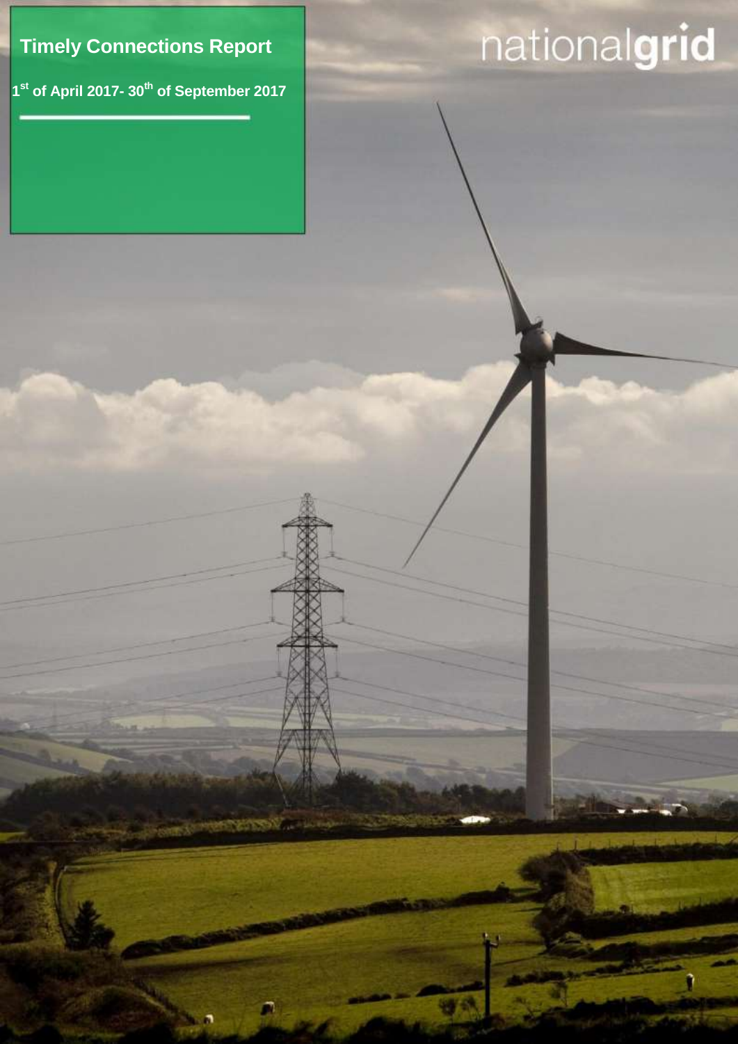# Timely Connections Report

**1st of April 2017- 30th of September 2017**

nationalgrid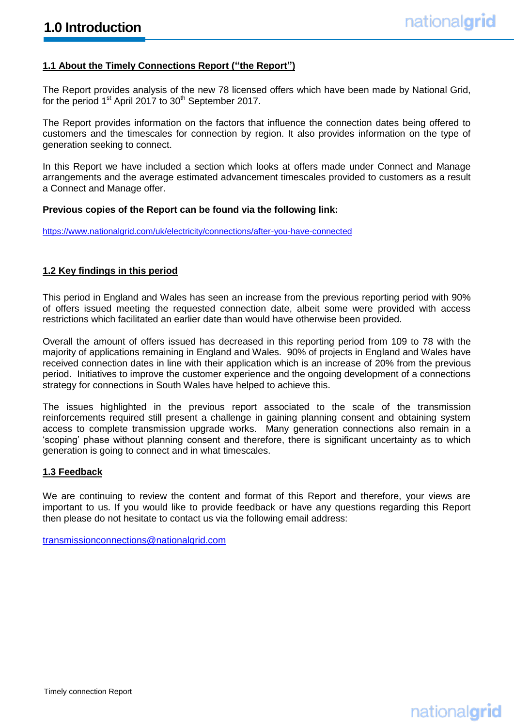# 1.0 Introduction

## 1.1 About the Timely Connections Report ("the Report")

The Report provides analysis of the new 78 licensed offers which have been made by National Grid, for the period 1st April 2017 to 30th September 2017.

The Report provides information on the factors that influence the connection dates being offered to customers and the timescales for connection by region. It also provides information on the type of generation seeking to connect.

In this Report we have included a section which looks at offers made under Connect and Manage arrangements and the average estimated advancement timescales provided to customers as a result a Connect and Manage offer.

**Previous copies of the Report can be found via the following link:**

https://www.nationalgrid.com/uk/electricity/connections/after-you-have-connected

## 1.2 Key findings in this period

This period in England and Wales has seen an increase from the previous reporting period with 90% of offers issued meeting the requested connection date, albeit some were provided with access restrictions which facilitated an earlier date than would have otherwise been provided.

Overall the amount of offers issued has decreased in this reporting period from 109 to 78 with the majority of applications remaining in England and Wales. 90% of projects in England and Wales have received connection dates in line with their application which is an increase of 20% from the previous period. Initiatives to improve the customer experience and the ongoing development of a connections strategy for connections in South Wales have helped to achieve this.

The issues highlighted in the previous report associated to the scale of the transmission reinforcements required still present a challenge in gaining planning consent and obtaining system access to complete transmission upgrade works. Many generation connections also remain in a 'scoping' phase without planning consent and therefore, there is significant uncertainty as to which generation is going to connect and in what timescales.

## 1.3 Feedback

We are continuing to review the content and format of this Report and therefore, your views are important to us. If you would like to provide feedback or have any questions regarding this Report then please do not hesitate to contact us via the following email address:

transmissionconnections@nationalgrid.com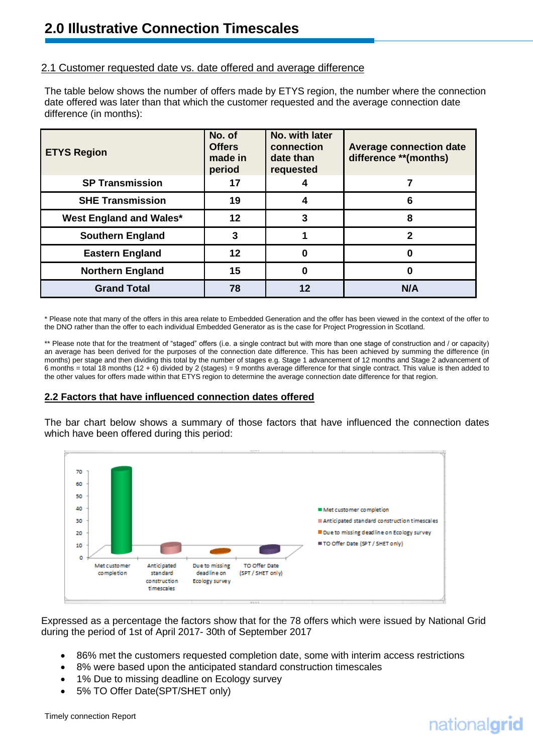# 2.0 Illustrative Connection Timescales

## 2.1 Customer requested date vs. date offered and average difference

The table below shows the number of offers made by ETYS region, the number where the connection date offered was later than that which the customer requested and the average connection date difference (in months):

| ETYS Region | No. of Offers made in period | No. with later connection date than requested | Average connection date difference **(months) |
|---|---|---|---|
| SP Transmission | 17 | 4 | 7 |
| SHE Transmission | 19 | 4 | 6 |
| West England and Wales* | 12 | 3 | 8 |
| Southern England | 3 | 1 | 2 |
| Eastern England | 12 | 0 | 0 |
| Northern England | 15 | 0 | 0 |
| Grand Total | 78 | 12 | N/A |

* Please note that many of the offers in this area relate to Embedded Generation and the offer has been viewed in the context of the offer to the DNO rather than the offer to each individual Embedded Generator as is the case for Project Progression in Scotland.

** Please note that for the treatment of "staged" offers (i.e. a single contract but with more than one stage of construction and / or capacity) an average has been derived for the purposes of the connection date difference. This has been achieved by summing the difference (in months) per stage and then dividing this total by the number of stages e.g. Stage 1 advancement of 12 months and Stage 2 advancement of 6 months = total 18 months (12 + 6) divided by 2 (stages) = 9 months average difference for that single contract. This value is then added to the other values for offers made within that ETYS region to determine the average connection date difference for that region.

## 2.2 Factors that have influenced connection dates offered

The bar chart below shows a summary of those factors that have influenced the connection dates which have been offered during this period:

Expressed as a percentage the factors show that for the 78 offers which were issued by National Grid during the period of 1st of April 2017- 30th of September 2017

- 86% met the customers requested completion date, some with interim access restrictions
- 8% were based upon the anticipated standard construction timescales
- 1% Due to missing deadline on Ecology survey
- 5% TO Offer Date(SPT/SHET only)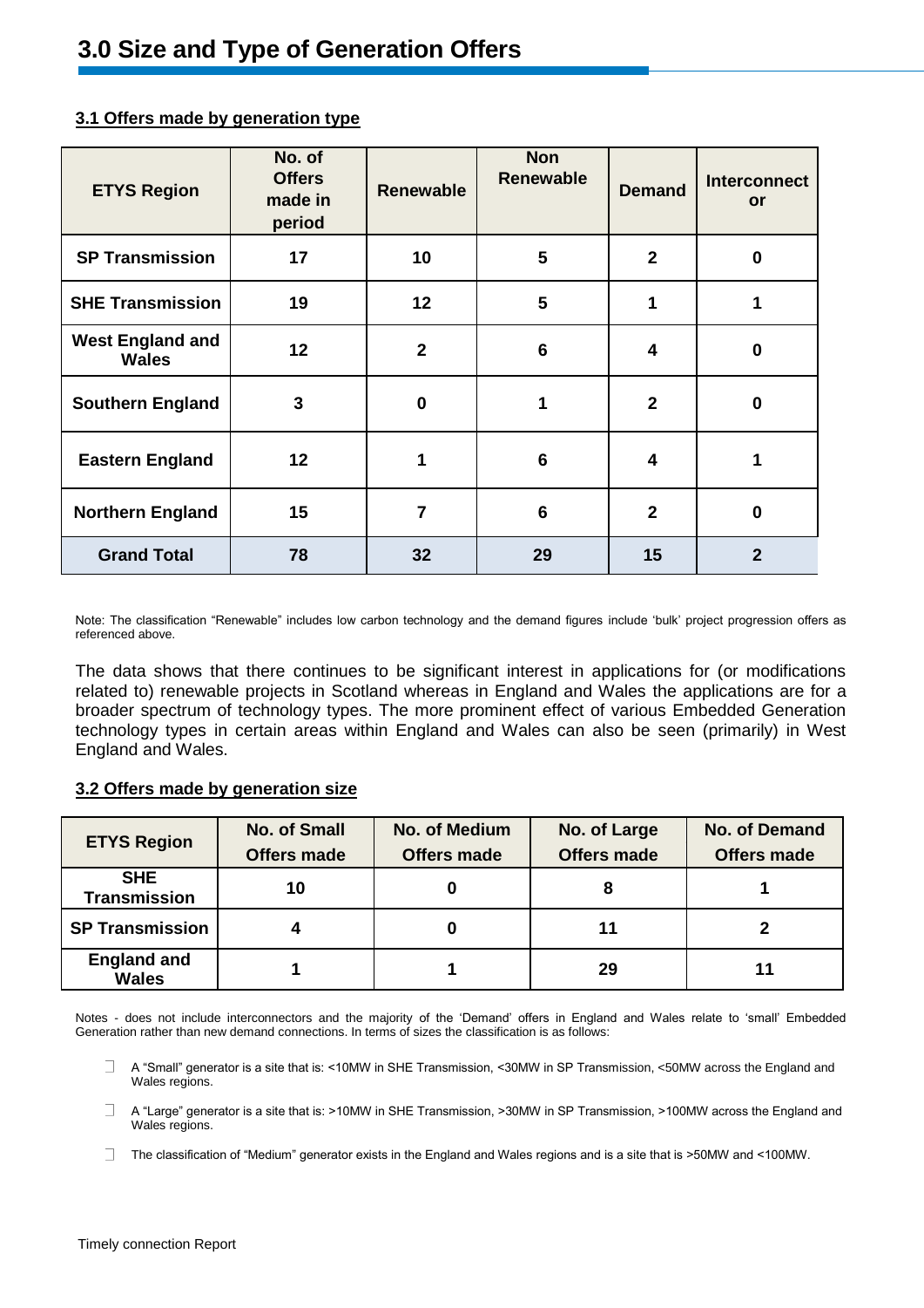# 3.0 Size and Type of Generation Offers

### 3.1 Offers made by generation type

| ETYS Region | No. of Offers made in period | Renewable | Non Renewable | Demand | Interconnector |
|---|---|---|---|---|---|
| SP Transmission | 17 | 10 | 5 | 2 | 0 |
| SHE Transmission | 19 | 12 | 5 | 1 | 1 |
| West England and Wales | 12 | 2 | 6 | 4 | 0 |
| Southern England | 3 | 0 | 1 | 2 | 0 |
| Eastern England | 12 | 1 | 6 | 4 | 1 |
| Northern England | 15 | 7 | 6 | 2 | 0 |
| **Grand Total** | **78** | **32** | **29** | **15** | **2** |

Note: The classification "Renewable" includes low carbon technology and the demand figures include 'bulk' project progression offers as referenced above.

The data shows that there continues to be significant interest in applications for (or modifications related to) renewable projects in Scotland whereas in England and Wales the applications are for a broader spectrum of technology types. The more prominent effect of various Embedded Generation technology types in certain areas within England and Wales can also be seen (primarily) in West England and Wales.

### 3.2 Offers made by generation size

| ETYS Region | No. of Small Offers made | No. of Medium Offers made | No. of Large Offers made | No. of Demand Offers made |
|---|---|---|---|---|
| SHE Transmission | 10 | 0 | 8 | 1 |
| SP Transmission | 4 | 0 | 11 | 2 |
| England and Wales | 1 | 1 | 29 | 11 |

Notes - does not include interconnectors and the majority of the 'Demand' offers in England and Wales relate to 'small' Embedded Generation rather than new demand connections. In terms of sizes the classification is as follows:

- A "Small" generator is a site that is: <10MW in SHE Transmission, <30MW in SP Transmission, <50MW across the England and Wales regions.
- A "Large" generator is a site that is: >10MW in SHE Transmission, >30MW in SP Transmission, >100MW across the England and Wales regions.
- The classification of "Medium" generator exists in the England and Wales regions and is a site that is >50MW and <100MW.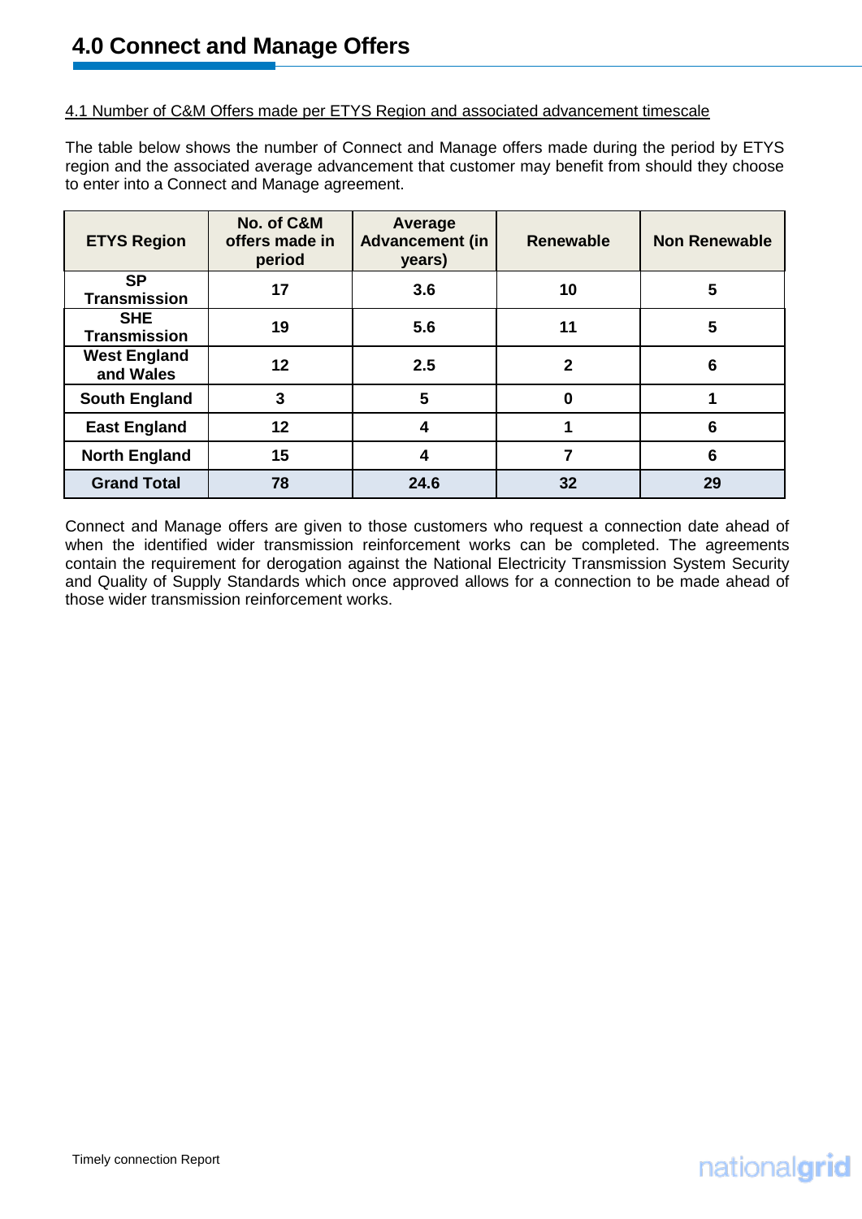# 4.0 Connect and Manage Offers

4.1 Number of C&M Offers made per ETYS Region and associated advancement timescale

The table below shows the number of Connect and Manage offers made during the period by ETYS region and the associated average advancement that customer may benefit from should they choose to enter into a Connect and Manage agreement.

| ETYS Region | No. of C&M offers made in period | Average Advancement (in years) | Renewable | Non Renewable |
|---|---|---|---|---|
| SP Transmission | 17 | 3.6 | 10 | 5 |
| SHE Transmission | 19 | 5.6 | 11 | 5 |
| West England and Wales | 12 | 2.5 | 2 | 6 |
| South England | 3 | 5 | 0 | 1 |
| East England | 12 | 4 | 1 | 6 |
| North England | 15 | 4 | 7 | 6 |
| Grand Total | 78 | 24.6 | 32 | 29 |

Connect and Manage offers are given to those customers who request a connection date ahead of when the identified wider transmission reinforcement works can be completed. The agreements contain the requirement for derogation against the National Electricity Transmission System Security and Quality of Supply Standards which once approved allows for a connection to be made ahead of those wider transmission reinforcement works.